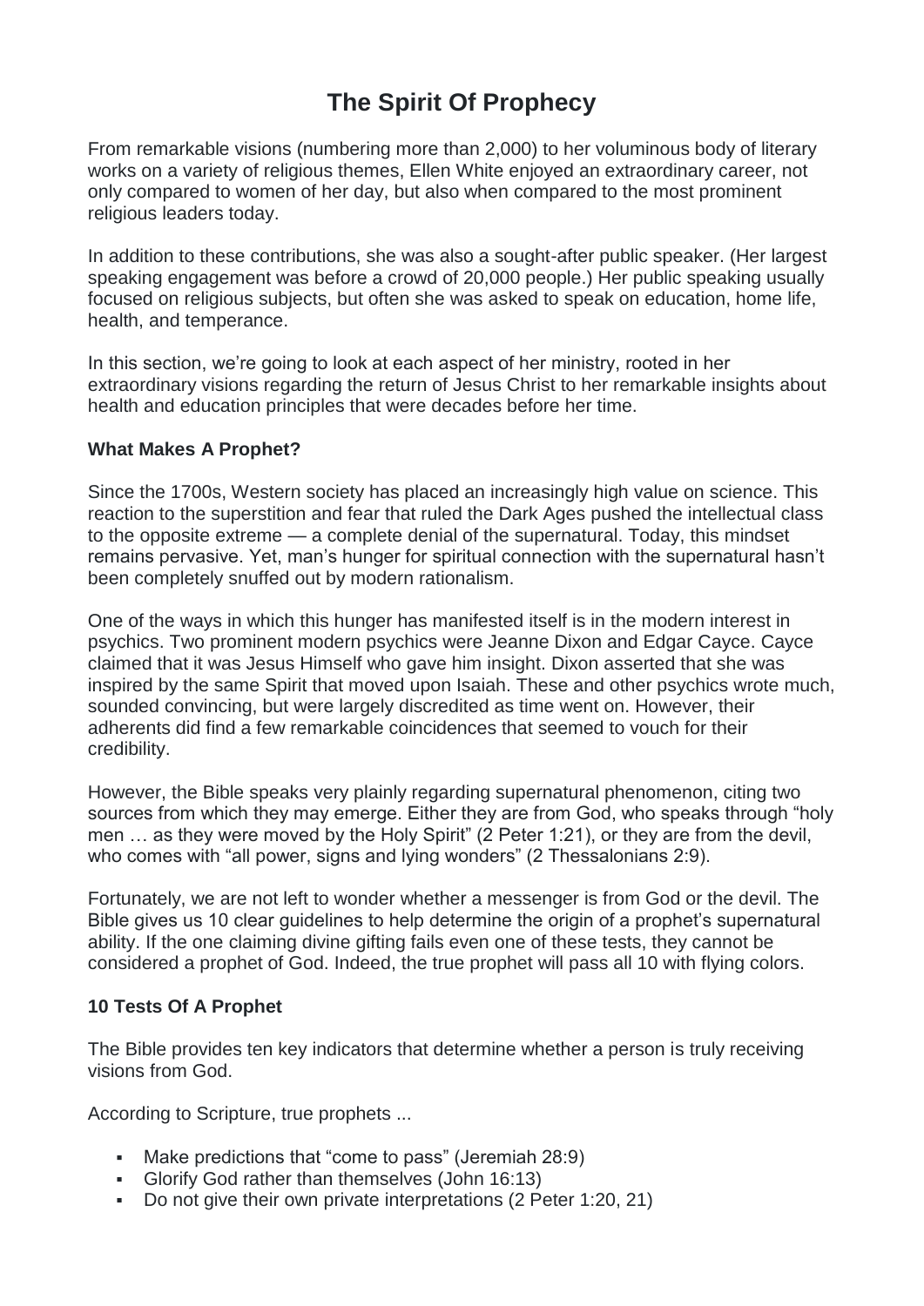# The Spirit Of Prophecy

From remarkable visions (numbering more than 2,000) to her voluminous body of literary works on a variety of religious themes, Ellen White enjoyed an extraordinary career, not only compared to women of her day, but also when compared to the most prominent religious leaders today.

In addition to these contributions, she was also a sought-after public speaker. (Her largest speaking engagement was before a crowd of 20,000 people.) Her public speaking usually focused on religious subjects, but often she was asked to speak on education, home life, health, and temperance.

In this section, we're going to look at each aspect of her ministry, rooted in her extraordinary visions regarding the return of Jesus Christ to her remarkable insights about health and education principles that were decades before her time.

### What Makes A Prophet?

Since the 1700s, Western society has placed an increasingly high value on science. This reaction to the superstition and fear that ruled the Dark Ages pushed the intellectual class to the opposite extreme — a complete denial of the supernatural. Today, this mindset remains pervasive. Yet, man's hunger for spiritual connection with the supernatural hasn't been completely snuffed out by modern rationalism.

One of the ways in which this hunger has manifested itself is in the modern interest in psychics. Two prominent modern psychics were Jeanne Dixon and Edgar Cayce. Cayce claimed that it was Jesus Himself who gave him insight. Dixon asserted that she was inspired by the same Spirit that moved upon Isaiah. These and other psychics wrote much, sounded convincing, but were largely discredited as time went on. However, their adherents did find a few remarkable coincidences that seemed to vouch for their credibility.

However, the Bible speaks very plainly regarding supernatural phenomenon, citing two sources from which they may emerge. Either they are from God, who speaks through "holy men … as they were moved by the Holy Spirit" (2 Peter 1:21), or they are from the devil, who comes with "all power, signs and lying wonders" (2 Thessalonians 2:9).

Fortunately, we are not left to wonder whether a messenger is from God or the devil. The Bible gives us 10 clear guidelines to help determine the origin of a prophet's supernatural ability. If the one claiming divine gifting fails even one of these tests, they cannot be considered a prophet of God. Indeed, the true prophet will pass all 10 with flying colors.

### 10 Tests Of A Prophet

The Bible provides ten key indicators that determine whether a person is truly receiving visions from God.

According to Scripture, true prophets ...

- Make predictions that "come to pass" (Jeremiah 28:9)
- Glorify God rather than themselves (John 16:13)
- Do not give their own private interpretations (2 Peter 1:20, 21)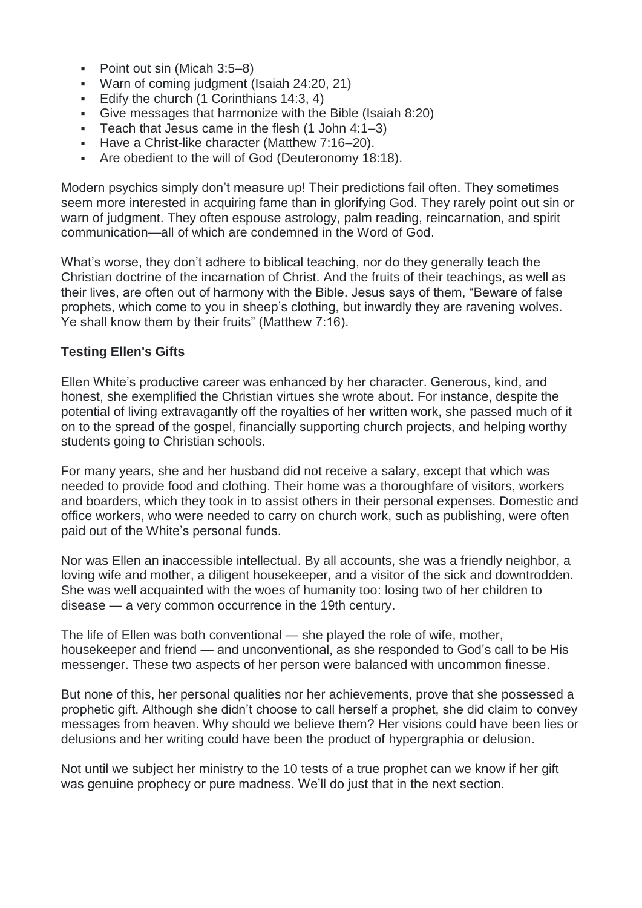- Point out sin (Micah 3:5–8)
- Warn of coming judgment (Isaiah 24:20, 21)
- Edify the church (1 Corinthians 14:3, 4)
- Give messages that harmonize with the Bible (Isaiah 8:20)
- Teach that Jesus came in the flesh (1 John 4:1–3)
- Have a Christ-like character (Matthew 7:16–20).
- Are obedient to the will of God (Deuteronomy 18:18).

Modern psychics simply don't measure up! Their predictions fail often. They sometimes seem more interested in acquiring fame than in glorifying God. They rarely point out sin or warn of judgment. They often espouse astrology, palm reading, reincarnation, and spirit communication—all of which are condemned in the Word of God.

What's worse, they don't adhere to biblical teaching, nor do they generally teach the Christian doctrine of the incarnation of Christ. And the fruits of their teachings, as well as their lives, are often out of harmony with the Bible. Jesus says of them, "Beware of false prophets, which come to you in sheep's clothing, but inwardly they are ravening wolves. Ye shall know them by their fruits" (Matthew 7:16).

**Testing Ellen's Gifts**

Ellen White's productive career was enhanced by her character. Generous, kind, and honest, she exemplified the Christian virtues she wrote about. For instance, despite the potential of living extravagantly off the royalties of her written work, she passed much of it on to the spread of the gospel, financially supporting church projects, and helping worthy students going to Christian schools.

For many years, she and her husband did not receive a salary, except that which was needed to provide food and clothing. Their home was a thoroughfare of visitors, workers and boarders, which they took in to assist others in their personal expenses. Domestic and office workers, who were needed to carry on church work, such as publishing, were often paid out of the White's personal funds.

Nor was Ellen an inaccessible intellectual. By all accounts, she was a friendly neighbor, a loving wife and mother, a diligent housekeeper, and a visitor of the sick and downtrodden. She was well acquainted with the woes of humanity too: losing two of her children to disease — a very common occurrence in the 19th century.

The life of Ellen was both conventional — she played the role of wife, mother, housekeeper and friend — and unconventional, as she responded to God's call to be His messenger. These two aspects of her person were balanced with uncommon finesse.

But none of this, her personal qualities nor her achievements, prove that she possessed a prophetic gift. Although she didn't choose to call herself a prophet, she did claim to convey messages from heaven. Why should we believe them? Her visions could have been lies or delusions and her writing could have been the product of hypergraphia or delusion.

Not until we subject her ministry to the 10 tests of a true prophet can we know if her gift was genuine prophecy or pure madness. We'll do just that in the next section.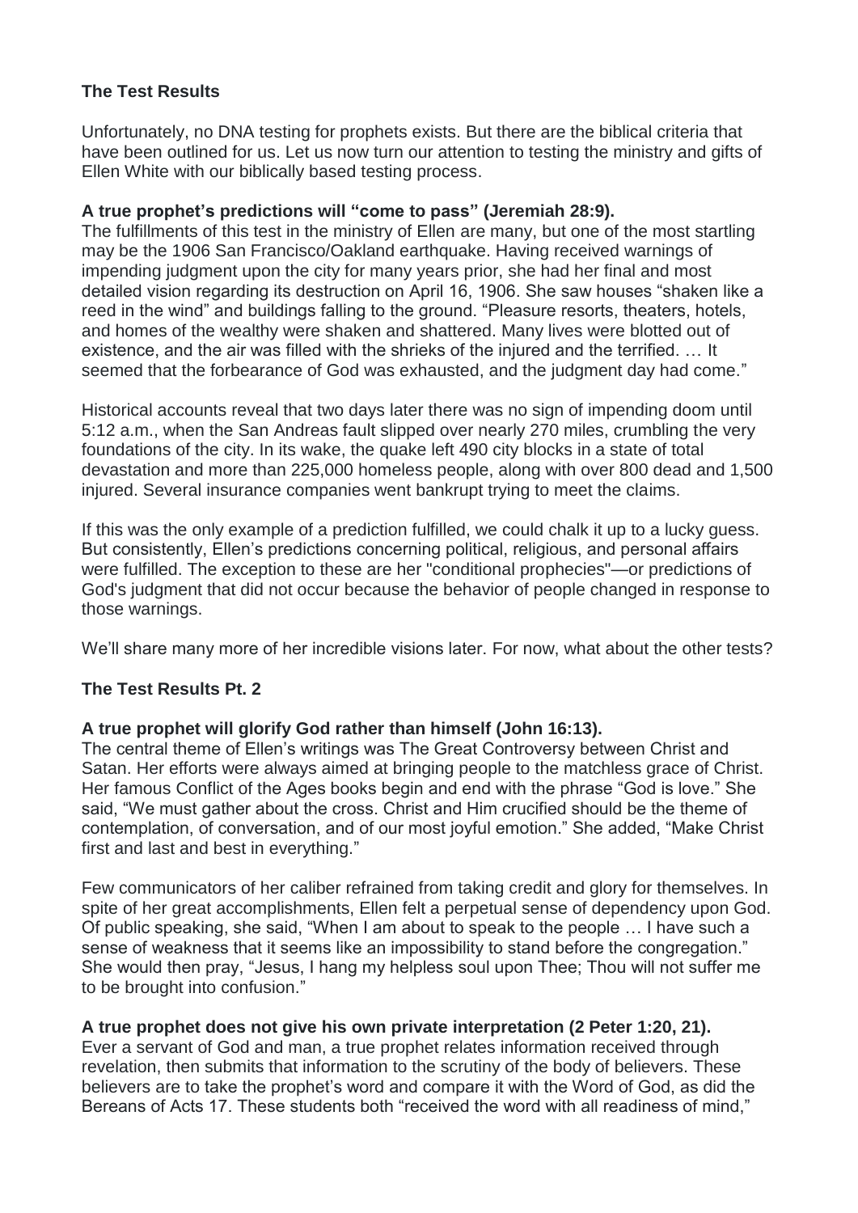**The Test Results**

Unfortunately, no DNA testing for prophets exists. But there are the biblical criteria that have been outlined for us. Let us now turn our attention to testing the ministry and gifts of Ellen White with our biblically based testing process.

**A true prophet's predictions will "come to pass" (Jeremiah 28:9).**

The fulfillments of this test in the ministry of Ellen are many, but one of the most startling may be the 1906 San Francisco/Oakland earthquake. Having received warnings of impending judgment upon the city for many years prior, she had her final and most detailed vision regarding its destruction on April 16, 1906. She saw houses "shaken like a reed in the wind" and buildings falling to the ground. "Pleasure resorts, theaters, hotels, and homes of the wealthy were shaken and shattered. Many lives were blotted out of existence, and the air was filled with the shrieks of the injured and the terrified. … It seemed that the forbearance of God was exhausted, and the judgment day had come."

Historical accounts reveal that two days later there was no sign of impending doom until 5:12 a.m., when the San Andreas fault slipped over nearly 270 miles, crumbling the very foundations of the city. In its wake, the quake left 490 city blocks in a state of total devastation and more than 225,000 homeless people, along with over 800 dead and 1,500 injured. Several insurance companies went bankrupt trying to meet the claims.

If this was the only example of a prediction fulfilled, we could chalk it up to a lucky guess. But consistently, Ellen's predictions concerning political, religious, and personal affairs were fulfilled. The exception to these are her "conditional prophecies"—or predictions of God's judgment that did not occur because the behavior of people changed in response to those warnings.

We'll share many more of her incredible visions later. For now, what about the other tests?

**The Test Results Pt. 2**

**A true prophet will glorify God rather than himself (John 16:13).**

The central theme of Ellen's writings was The Great Controversy between Christ and Satan. Her efforts were always aimed at bringing people to the matchless grace of Christ. Her famous Conflict of the Ages books begin and end with the phrase "God is love." She said, "We must gather about the cross. Christ and Him crucified should be the theme of contemplation, of conversation, and of our most joyful emotion." She added, "Make Christ first and last and best in everything."

Few communicators of her caliber refrained from taking credit and glory for themselves. In spite of her great accomplishments, Ellen felt a perpetual sense of dependency upon God. Of public speaking, she said, "When I am about to speak to the people … I have such a sense of weakness that it seems like an impossibility to stand before the congregation." She would then pray, "Jesus, I hang my helpless soul upon Thee; Thou will not suffer me to be brought into confusion."

**A true prophet does not give his own private interpretation (2 Peter 1:20, 21).**

Ever a servant of God and man, a true prophet relates information received through revelation, then submits that information to the scrutiny of the body of believers. These believers are to take the prophet's word and compare it with the Word of God, as did the Bereans of Acts 17. These students both "received the word with all readiness of mind,"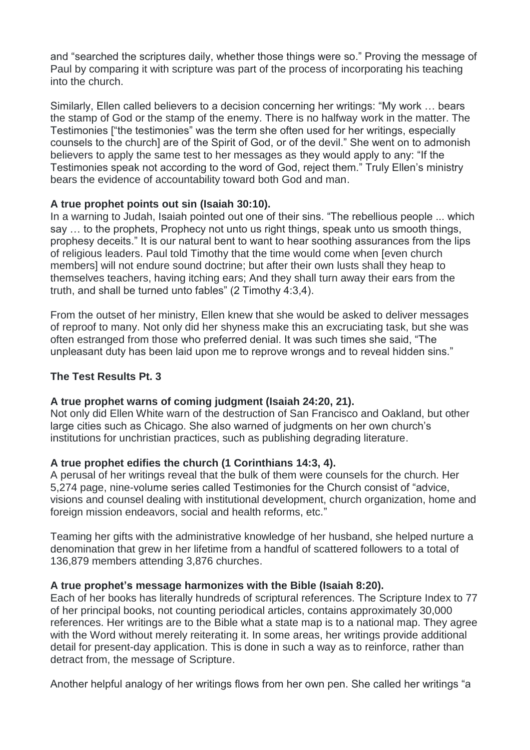and "searched the scriptures daily, whether those things were so." Proving the message of Paul by comparing it with scripture was part of the process of incorporating his teaching into the church.

Similarly, Ellen called believers to a decision concerning her writings: "My work … bears the stamp of God or the stamp of the enemy. There is no halfway work in the matter. The Testimonies ["the testimonies" was the term she often used for her writings, especially counsels to the church] are of the Spirit of God, or of the devil." She went on to admonish believers to apply the same test to her messages as they would apply to any: "If the Testimonies speak not according to the word of God, reject them." Truly Ellen's ministry bears the evidence of accountability toward both God and man.

**A true prophet points out sin (Isaiah 30:10).**
In a warning to Judah, Isaiah pointed out one of their sins. "The rebellious people ... which say … to the prophets, Prophecy not unto us right things, speak unto us smooth things, prophesy deceits." It is our natural bent to want to hear soothing assurances from the lips of religious leaders. Paul told Timothy that the time would come when [even church members] will not endure sound doctrine; but after their own lusts shall they heap to themselves teachers, having itching ears; And they shall turn away their ears from the truth, and shall be turned unto fables" (2 Timothy 4:3,4).

From the outset of her ministry, Ellen knew that she would be asked to deliver messages of reproof to many. Not only did her shyness make this an excruciating task, but she was often estranged from those who preferred denial. It was such times she said, "The unpleasant duty has been laid upon me to reprove wrongs and to reveal hidden sins."

**The Test Results Pt. 3**

**A true prophet warns of coming judgment (Isaiah 24:20, 21).**
Not only did Ellen White warn of the destruction of San Francisco and Oakland, but other large cities such as Chicago. She also warned of judgments on her own church's institutions for unchristian practices, such as publishing degrading literature.

**A true prophet edifies the church (1 Corinthians 14:3, 4).**
A perusal of her writings reveal that the bulk of them were counsels for the church. Her 5,274 page, nine-volume series called Testimonies for the Church consist of "advice, visions and counsel dealing with institutional development, church organization, home and foreign mission endeavors, social and health reforms, etc."

Teaming her gifts with the administrative knowledge of her husband, she helped nurture a denomination that grew in her lifetime from a handful of scattered followers to a total of 136,879 members attending 3,876 churches.

**A true prophet's message harmonizes with the Bible (Isaiah 8:20).**
Each of her books has literally hundreds of scriptural references. The Scripture Index to 77 of her principal books, not counting periodical articles, contains approximately 30,000 references. Her writings are to the Bible what a state map is to a national map. They agree with the Word without merely reiterating it. In some areas, her writings provide additional detail for present-day application. This is done in such a way as to reinforce, rather than detract from, the message of Scripture.

Another helpful analogy of her writings flows from her own pen. She called her writings "a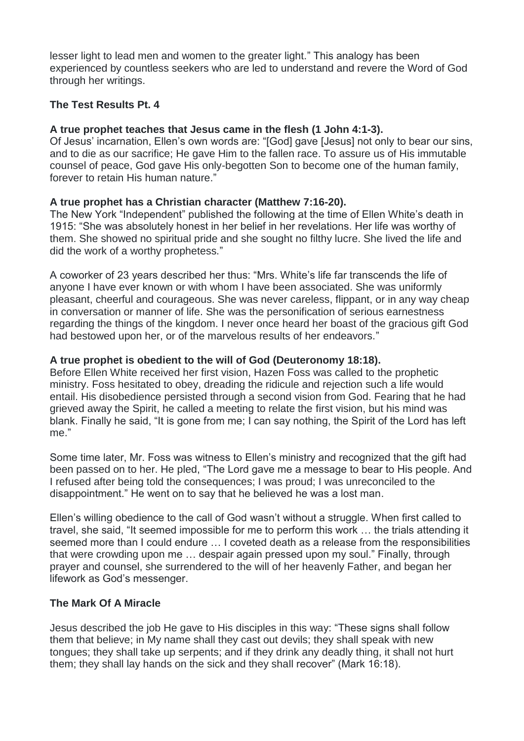lesser light to lead men and women to the greater light." This analogy has been experienced by countless seekers who are led to understand and revere the Word of God through her writings.

**The Test Results Pt. 4**

**A true prophet teaches that Jesus came in the flesh (1 John 4:1-3).**
Of Jesus' incarnation, Ellen's own words are: "[God] gave [Jesus] not only to bear our sins, and to die as our sacrifice; He gave Him to the fallen race. To assure us of His immutable counsel of peace, God gave His only-begotten Son to become one of the human family, forever to retain His human nature."

**A true prophet has a Christian character (Matthew 7:16-20).**
The New York "Independent" published the following at the time of Ellen White's death in 1915: "She was absolutely honest in her belief in her revelations. Her life was worthy of them. She showed no spiritual pride and she sought no filthy lucre. She lived the life and did the work of a worthy prophetess."

A coworker of 23 years described her thus: "Mrs. White's life far transcends the life of anyone I have ever known or with whom I have been associated. She was uniformly pleasant, cheerful and courageous. She was never careless, flippant, or in any way cheap in conversation or manner of life. She was the personification of serious earnestness regarding the things of the kingdom. I never once heard her boast of the gracious gift God had bestowed upon her, or of the marvelous results of her endeavors."

**A true prophet is obedient to the will of God (Deuteronomy 18:18).**
Before Ellen White received her first vision, Hazen Foss was called to the prophetic ministry. Foss hesitated to obey, dreading the ridicule and rejection such a life would entail. His disobedience persisted through a second vision from God. Fearing that he had grieved away the Spirit, he called a meeting to relate the first vision, but his mind was blank. Finally he said, "It is gone from me; I can say nothing, the Spirit of the Lord has left me."

Some time later, Mr. Foss was witness to Ellen's ministry and recognized that the gift had been passed on to her. He pled, "The Lord gave me a message to bear to His people. And I refused after being told the consequences; I was proud; I was unreconciled to the disappointment." He went on to say that he believed he was a lost man.

Ellen's willing obedience to the call of God wasn't without a struggle. When first called to travel, she said, "It seemed impossible for me to perform this work … the trials attending it seemed more than I could endure … I coveted death as a release from the responsibilities that were crowding upon me … despair again pressed upon my soul." Finally, through prayer and counsel, she surrendered to the will of her heavenly Father, and began her lifework as God's messenger.

**The Mark Of A Miracle**

Jesus described the job He gave to His disciples in this way: "These signs shall follow them that believe; in My name shall they cast out devils; they shall speak with new tongues; they shall take up serpents; and if they drink any deadly thing, it shall not hurt them; they shall lay hands on the sick and they shall recover" (Mark 16:18).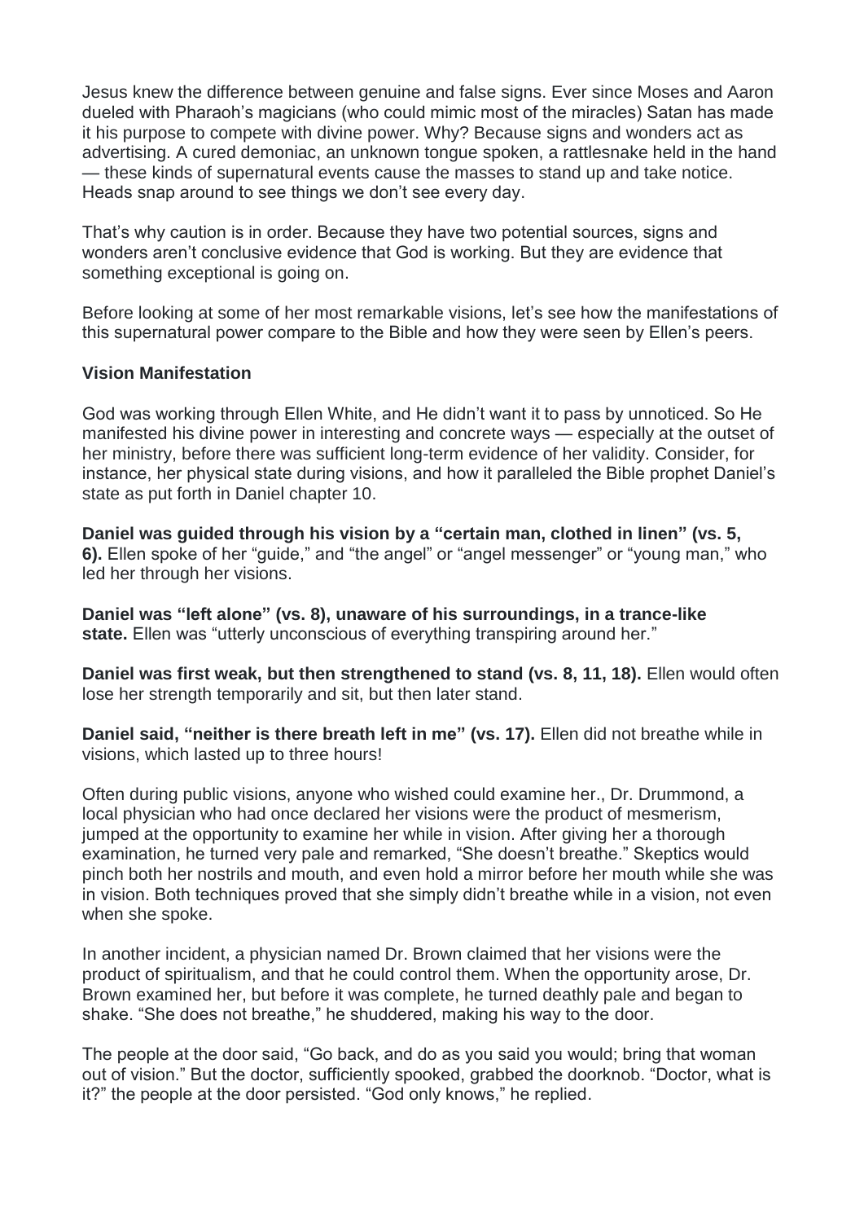Jesus knew the difference between genuine and false signs. Ever since Moses and Aaron dueled with Pharaoh's magicians (who could mimic most of the miracles) Satan has made it his purpose to compete with divine power. Why? Because signs and wonders act as advertising. A cured demoniac, an unknown tongue spoken, a rattlesnake held in the hand — these kinds of supernatural events cause the masses to stand up and take notice. Heads snap around to see things we don't see every day.

That's why caution is in order. Because they have two potential sources, signs and wonders aren't conclusive evidence that God is working. But they are evidence that something exceptional is going on.

Before looking at some of her most remarkable visions, let's see how the manifestations of this supernatural power compare to the Bible and how they were seen by Ellen's peers.

**Vision Manifestation**

God was working through Ellen White, and He didn't want it to pass by unnoticed. So He manifested his divine power in interesting and concrete ways — especially at the outset of her ministry, before there was sufficient long-term evidence of her validity. Consider, for instance, her physical state during visions, and how it paralleled the Bible prophet Daniel's state as put forth in Daniel chapter 10.

**Daniel was guided through his vision by a "certain man, clothed in linen" (vs. 5, 6).** Ellen spoke of her "guide," and "the angel" or "angel messenger" or "young man," who led her through her visions.

**Daniel was "left alone" (vs. 8), unaware of his surroundings, in a trance-like state.** Ellen was "utterly unconscious of everything transpiring around her."

**Daniel was first weak, but then strengthened to stand (vs. 8, 11, 18).** Ellen would often lose her strength temporarily and sit, but then later stand.

**Daniel said, "neither is there breath left in me" (vs. 17).** Ellen did not breathe while in visions, which lasted up to three hours!

Often during public visions, anyone who wished could examine her., Dr. Drummond, a local physician who had once declared her visions were the product of mesmerism, jumped at the opportunity to examine her while in vision. After giving her a thorough examination, he turned very pale and remarked, "She doesn't breathe." Skeptics would pinch both her nostrils and mouth, and even hold a mirror before her mouth while she was in vision. Both techniques proved that she simply didn't breathe while in a vision, not even when she spoke.

In another incident, a physician named Dr. Brown claimed that her visions were the product of spiritualism, and that he could control them. When the opportunity arose, Dr. Brown examined her, but before it was complete, he turned deathly pale and began to shake. "She does not breathe," he shuddered, making his way to the door.

The people at the door said, "Go back, and do as you said you would; bring that woman out of vision." But the doctor, sufficiently spooked, grabbed the doorknob. "Doctor, what is it?" the people at the door persisted. "God only knows," he replied.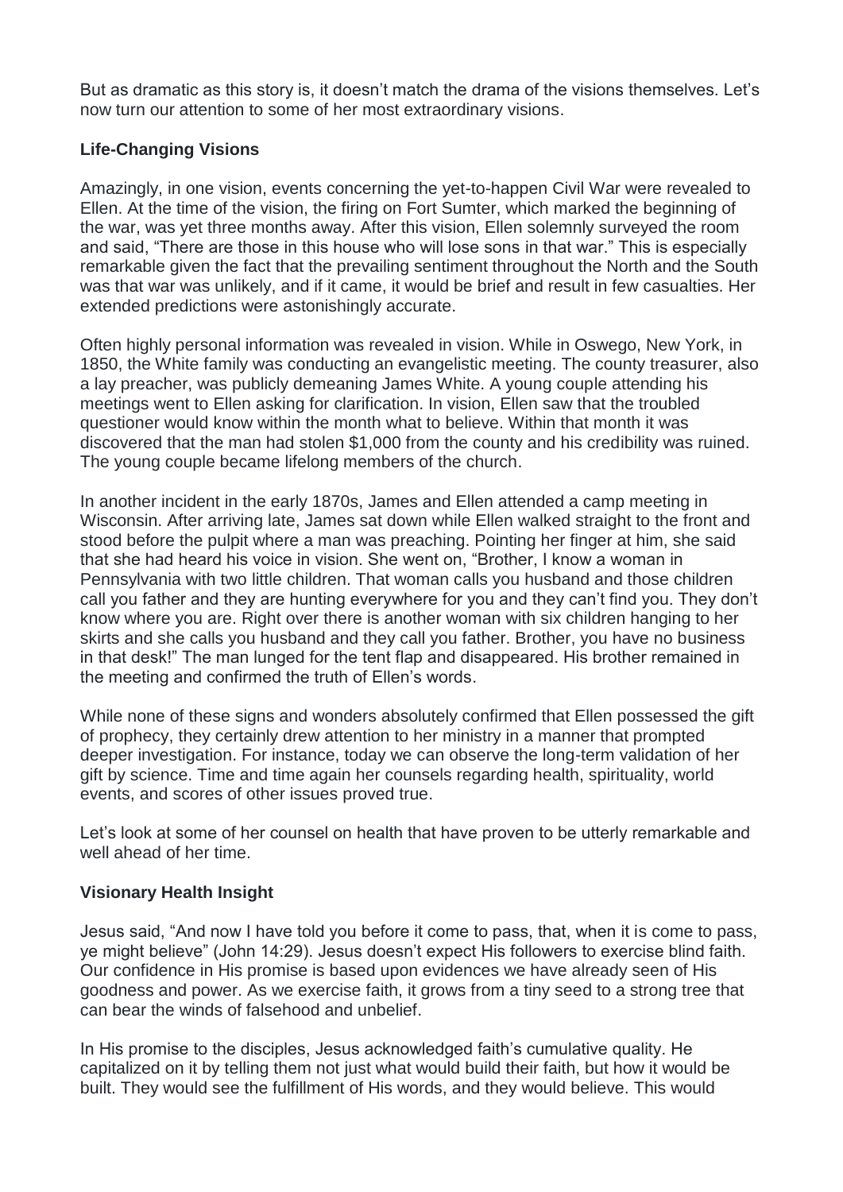But as dramatic as this story is, it doesn't match the drama of the visions themselves. Let's now turn our attention to some of her most extraordinary visions.

**Life-Changing Visions**

Amazingly, in one vision, events concerning the yet-to-happen Civil War were revealed to Ellen. At the time of the vision, the firing on Fort Sumter, which marked the beginning of the war, was yet three months away. After this vision, Ellen solemnly surveyed the room and said, "There are those in this house who will lose sons in that war." This is especially remarkable given the fact that the prevailing sentiment throughout the North and the South was that war was unlikely, and if it came, it would be brief and result in few casualties. Her extended predictions were astonishingly accurate.

Often highly personal information was revealed in vision. While in Oswego, New York, in 1850, the White family was conducting an evangelistic meeting. The county treasurer, also a lay preacher, was publicly demeaning James White. A young couple attending his meetings went to Ellen asking for clarification. In vision, Ellen saw that the troubled questioner would know within the month what to believe. Within that month it was discovered that the man had stolen $1,000 from the county and his credibility was ruined. The young couple became lifelong members of the church.

In another incident in the early 1870s, James and Ellen attended a camp meeting in Wisconsin. After arriving late, James sat down while Ellen walked straight to the front and stood before the pulpit where a man was preaching. Pointing her finger at him, she said that she had heard his voice in vision. She went on, "Brother, I know a woman in Pennsylvania with two little children. That woman calls you husband and those children call you father and they are hunting everywhere for you and they can't find you. They don't know where you are. Right over there is another woman with six children hanging to her skirts and she calls you husband and they call you father. Brother, you have no business in that desk!" The man lunged for the tent flap and disappeared. His brother remained in the meeting and confirmed the truth of Ellen's words.

While none of these signs and wonders absolutely confirmed that Ellen possessed the gift of prophecy, they certainly drew attention to her ministry in a manner that prompted deeper investigation. For instance, today we can observe the long-term validation of her gift by science. Time and time again her counsels regarding health, spirituality, world events, and scores of other issues proved true.

Let's look at some of her counsel on health that have proven to be utterly remarkable and well ahead of her time.

**Visionary Health Insight**

Jesus said, "And now I have told you before it come to pass, that, when it is come to pass, ye might believe" (John 14:29). Jesus doesn't expect His followers to exercise blind faith. Our confidence in His promise is based upon evidences we have already seen of His goodness and power. As we exercise faith, it grows from a tiny seed to a strong tree that can bear the winds of falsehood and unbelief.

In His promise to the disciples, Jesus acknowledged faith's cumulative quality. He capitalized on it by telling them not just what would build their faith, but how it would be built. They would see the fulfillment of His words, and they would believe. This would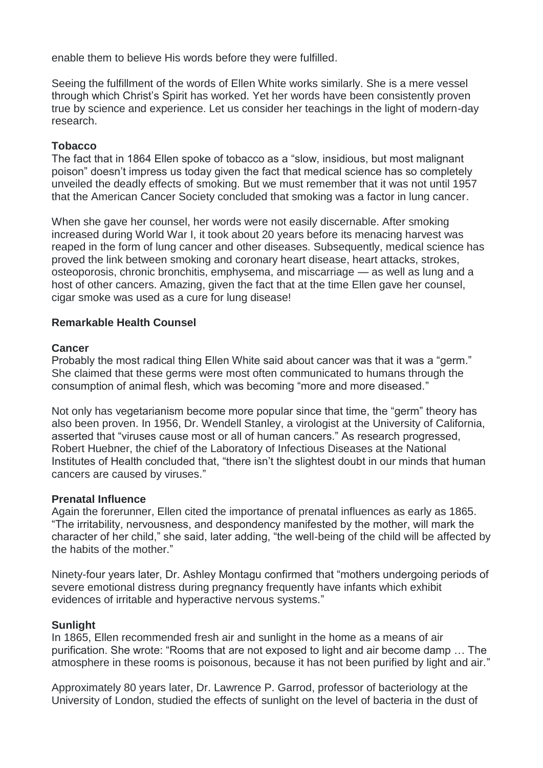enable them to believe His words before they were fulfilled.

Seeing the fulfillment of the words of Ellen White works similarly. She is a mere vessel through which Christ's Spirit has worked. Yet her words have been consistently proven true by science and experience. Let us consider her teachings in the light of modern-day research.

**Tobacco**

The fact that in 1864 Ellen spoke of tobacco as a "slow, insidious, but most malignant poison" doesn't impress us today given the fact that medical science has so completely unveiled the deadly effects of smoking. But we must remember that it was not until 1957 that the American Cancer Society concluded that smoking was a factor in lung cancer.

When she gave her counsel, her words were not easily discernable. After smoking increased during World War I, it took about 20 years before its menacing harvest was reaped in the form of lung cancer and other diseases. Subsequently, medical science has proved the link between smoking and coronary heart disease, heart attacks, strokes, osteoporosis, chronic bronchitis, emphysema, and miscarriage — as well as lung and a host of other cancers. Amazing, given the fact that at the time Ellen gave her counsel, cigar smoke was used as a cure for lung disease!

## Remarkable Health Counsel

**Cancer**

Probably the most radical thing Ellen White said about cancer was that it was a "germ." She claimed that these germs were most often communicated to humans through the consumption of animal flesh, which was becoming "more and more diseased."

Not only has vegetarianism become more popular since that time, the "germ" theory has also been proven. In 1956, Dr. Wendell Stanley, a virologist at the University of California, asserted that "viruses cause most or all of human cancers." As research progressed, Robert Huebner, the chief of the Laboratory of Infectious Diseases at the National Institutes of Health concluded that, "there isn't the slightest doubt in our minds that human cancers are caused by viruses."

**Prenatal Influence**

Again the forerunner, Ellen cited the importance of prenatal influences as early as 1865. "The irritability, nervousness, and despondency manifested by the mother, will mark the character of her child," she said, later adding, "the well-being of the child will be affected by the habits of the mother."

Ninety-four years later, Dr. Ashley Montagu confirmed that "mothers undergoing periods of severe emotional distress during pregnancy frequently have infants which exhibit evidences of irritable and hyperactive nervous systems."

**Sunlight**

In 1865, Ellen recommended fresh air and sunlight in the home as a means of air purification. She wrote: "Rooms that are not exposed to light and air become damp … The atmosphere in these rooms is poisonous, because it has not been purified by light and air."

Approximately 80 years later, Dr. Lawrence P. Garrod, professor of bacteriology at the University of London, studied the effects of sunlight on the level of bacteria in the dust of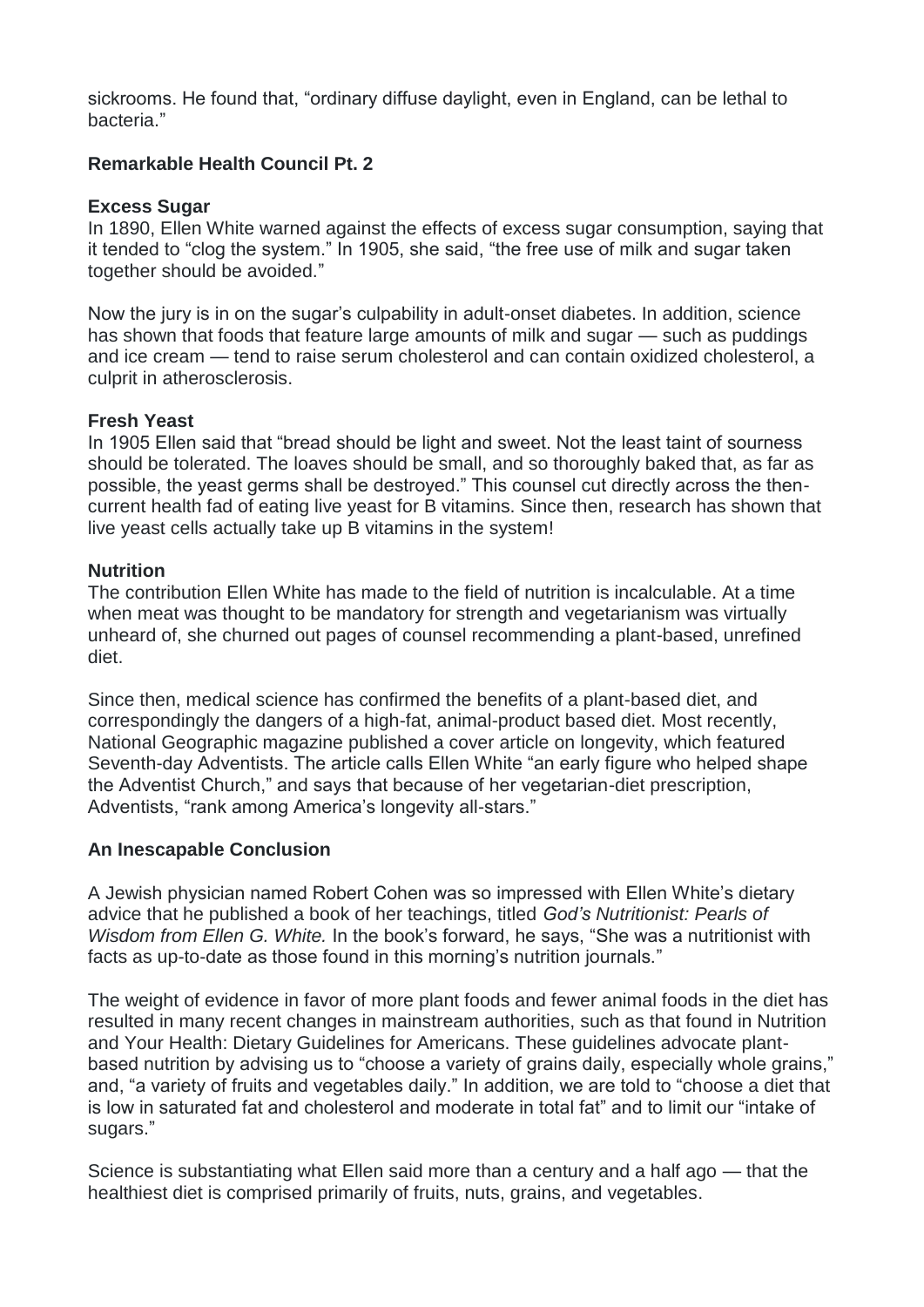sickrooms. He found that, "ordinary diffuse daylight, even in England, can be lethal to bacteria."

## Remarkable Health Council Pt. 2

### Excess Sugar

In 1890, Ellen White warned against the effects of excess sugar consumption, saying that it tended to "clog the system." In 1905, she said, "the free use of milk and sugar taken together should be avoided."

Now the jury is in on the sugar's culpability in adult-onset diabetes. In addition, science has shown that foods that feature large amounts of milk and sugar — such as puddings and ice cream — tend to raise serum cholesterol and can contain oxidized cholesterol, a culprit in atherosclerosis.

### Fresh Yeast

In 1905 Ellen said that "bread should be light and sweet. Not the least taint of sourness should be tolerated. The loaves should be small, and so thoroughly baked that, as far as possible, the yeast germs shall be destroyed." This counsel cut directly across the then-current health fad of eating live yeast for B vitamins. Since then, research has shown that live yeast cells actually take up B vitamins in the system!

### Nutrition

The contribution Ellen White has made to the field of nutrition is incalculable. At a time when meat was thought to be mandatory for strength and vegetarianism was virtually unheard of, she churned out pages of counsel recommending a plant-based, unrefined diet.

Since then, medical science has confirmed the benefits of a plant-based diet, and correspondingly the dangers of a high-fat, animal-product based diet. Most recently, National Geographic magazine published a cover article on longevity, which featured Seventh-day Adventists. The article calls Ellen White "an early figure who helped shape the Adventist Church," and says that because of her vegetarian-diet prescription, Adventists, "rank among America's longevity all-stars."

### An Inescapable Conclusion

A Jewish physician named Robert Cohen was so impressed with Ellen White's dietary advice that he published a book of her teachings, titled *God's Nutritionist: Pearls of Wisdom from Ellen G. White.* In the book's forward, he says, "She was a nutritionist with facts as up-to-date as those found in this morning's nutrition journals."

The weight of evidence in favor of more plant foods and fewer animal foods in the diet has resulted in many recent changes in mainstream authorities, such as that found in Nutrition and Your Health: Dietary Guidelines for Americans. These guidelines advocate plant-based nutrition by advising us to "choose a variety of grains daily, especially whole grains," and, "a variety of fruits and vegetables daily." In addition, we are told to "choose a diet that is low in saturated fat and cholesterol and moderate in total fat" and to limit our "intake of sugars."

Science is substantiating what Ellen said more than a century and a half ago — that the healthiest diet is comprised primarily of fruits, nuts, grains, and vegetables.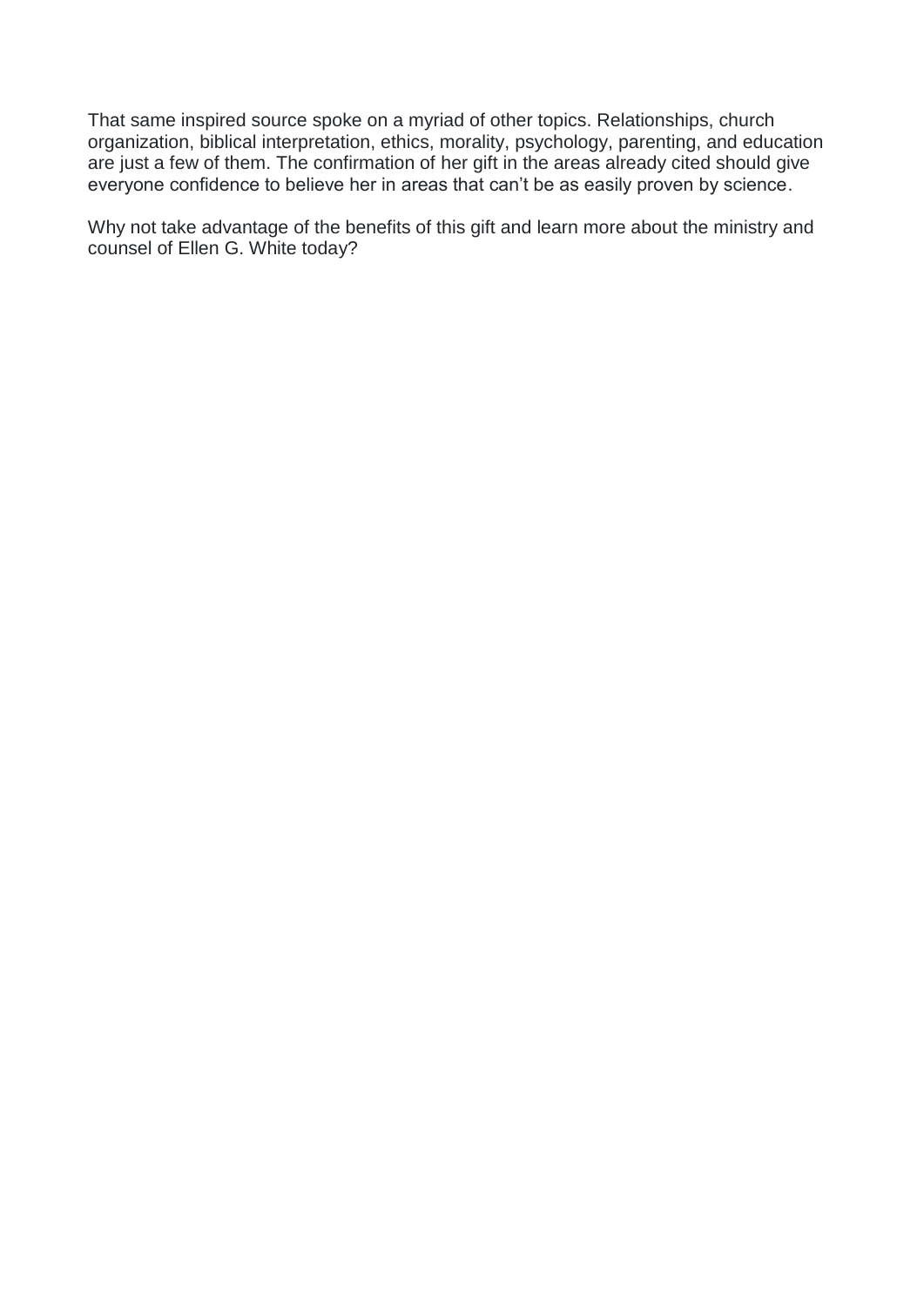That same inspired source spoke on a myriad of other topics. Relationships, church organization, biblical interpretation, ethics, morality, psychology, parenting, and education are just a few of them. The confirmation of her gift in the areas already cited should give everyone confidence to believe her in areas that can't be as easily proven by science.

Why not take advantage of the benefits of this gift and learn more about the ministry and counsel of Ellen G. White today?